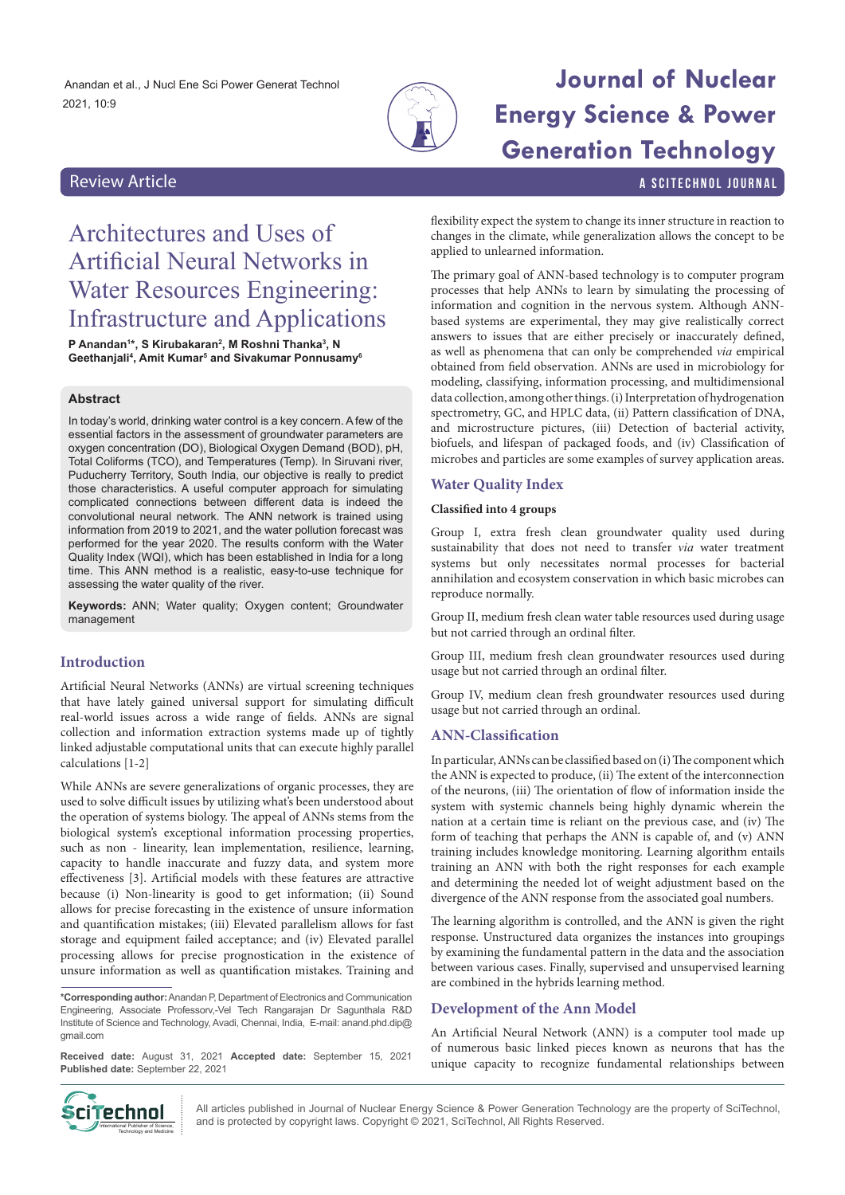Review Article

# Architectures and Uses of Artificial Neural Networks in Water Resources Engineering: Infrastructure and Applications

**P Anandan[1]*, S Kirubakaran[2], M Roshni Thanka[3], N Geethanjali[4], Amit Kumar[5] and Sivakumar Ponnusamy[6]**

## Abstract

In today's world, drinking water control is a key concern. A few of the essential factors in the assessment of groundwater parameters are oxygen concentration (DO), Biological Oxygen Demand (BOD), pH, Total Coliforms (TCO), and Temperatures (Temp). In Siruvani river, Puducherry Territory, South India, our objective is really to predict those characteristics. A useful computer approach for simulating complicated connections between different data is indeed the convolutional neural network. The ANN network is trained using information from 2019 to 2021, and the water pollution forecast was performed for the year 2020. The results conform with the Water Quality Index (WQI), which has been established in India for a long time. This ANN method is a realistic, easy-to-use technique for assessing the water quality of the river.

**Keywords:** ANN; Water quality; Oxygen content; Groundwater management

## Introduction

Artificial Neural Networks (ANNs) are virtual screening techniques that have lately gained universal support for simulating difficult real-world issues across a wide range of fields. ANNs are signal collection and information extraction systems made up of tightly linked adjustable computational units that can execute highly parallel calculations [1-2]

While ANNs are severe generalizations of organic processes, they are used to solve difficult issues by utilizing what's been understood about the operation of systems biology. The appeal of ANNs stems from the biological system's exceptional information processing properties, such as non - linearity, lean implementation, resilience, learning, capacity to handle inaccurate and fuzzy data, and system more effectiveness [3]. Artificial models with these features are attractive because (i) Non-linearity is good to get information; (ii) Sound allows for precise forecasting in the existence of unsure information and quantification mistakes; (iii) Elevated parallelism allows for fast storage and equipment failed acceptance; and (iv) Elevated parallel processing allows for precise prognostication in the existence of unsure information as well as quantification mistakes. Training and flexibility expect the system to change its inner structure in reaction to changes in the climate, while generalization allows the concept to be applied to unlearned information.

The primary goal of ANN-based technology is to computer program processes that help ANNs to learn by simulating the processing of information and cognition in the nervous system. Although ANN-based systems are experimental, they may give realistically correct answers to issues that are either precisely or inaccurately defined, as well as phenomena that can only be comprehended *via* empirical obtained from field observation. ANNs are used in microbiology for modeling, classifying, information processing, and multidimensional data collection, among other things. (i) Interpretation of hydrogenation spectrometry, GC, and HPLC data, (ii) Pattern classification of DNA, and microstructure pictures, (iii) Detection of bacterial activity, biofuels, and lifespan of packaged foods, and (iv) Classification of microbes and particles are some examples of survey application areas.

## Water Quality Index

**Classified into 4 groups**

Group I, extra fresh clean groundwater quality used during sustainability that does not need to transfer *via* water treatment systems but only necessitates normal processes for bacterial annihilation and ecosystem conservation in which basic microbes can reproduce normally.

Group II, medium fresh clean water table resources used during usage but not carried through an ordinal filter.

Group III, medium fresh clean groundwater resources used during usage but not carried through an ordinal filter.

Group IV, medium clean fresh groundwater resources used during usage but not carried through an ordinal.

## ANN-Classification

In particular, ANNs can be classified based on (i) The component which the ANN is expected to produce, (ii) The extent of the interconnection of the neurons, (iii) The orientation of flow of information inside the system with systemic channels being highly dynamic wherein the nation at a certain time is reliant on the previous case, and (iv) The form of teaching that perhaps the ANN is capable of, and (v) ANN training includes knowledge monitoring. Learning algorithm entails training an ANN with both the right responses for each example and determining the needed lot of weight adjustment based on the divergence of the ANN response from the associated goal numbers.

The learning algorithm is controlled, and the ANN is given the right response. Unstructured data organizes the instances into groupings by examining the fundamental pattern in the data and the association between various cases. Finally, supervised and unsupervised learning are combined in the hybrids learning method.

## Development of the Ann Model

An Artificial Neural Network (ANN) is a computer tool made up of numerous basic linked pieces known as neurons that has the unique capacity to recognize fundamental relationships between

*Corresponding author: Anandan P, Department of Electronics and Communication Engineering, Associate Professorv,-Vel Tech Rangarajan Dr Sagunthala R&D Institute of Science and Technology, Avadi, Chennai, India, E-mail: anand.phd.dip@gmail.com

**Received date:** August 31, 2021 **Accepted date:** September 15, 2021 **Published date:** September 22, 2021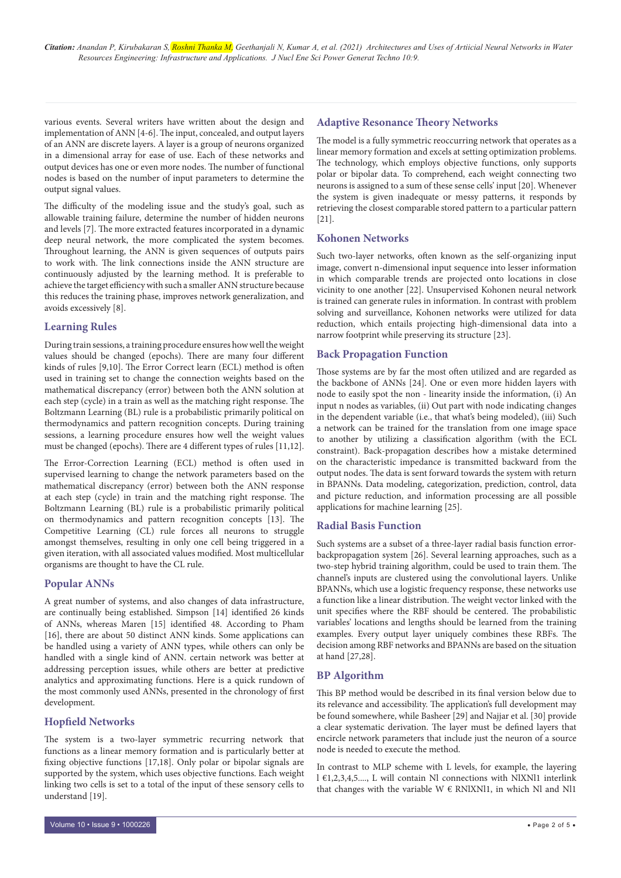various events. Several writers have written about the design and implementation of ANN [4-6]. The input, concealed, and output layers of an ANN are discrete layers. A layer is a group of neurons organized in a dimensional array for ease of use. Each of these networks and output devices has one or even more nodes. The number of functional nodes is based on the number of input parameters to determine the output signal values.

The difficulty of the modeling issue and the study's goal, such as allowable training failure, determine the number of hidden neurons and levels [7]. The more extracted features incorporated in a dynamic deep neural network, the more complicated the system becomes. Throughout learning, the ANN is given sequences of outputs pairs to work with. The link connections inside the ANN structure are continuously adjusted by the learning method. It is preferable to achieve the target efficiency with such a smaller ANN structure because this reduces the training phase, improves network generalization, and avoids excessively [8].

## Learning Rules

During train sessions, a training procedure ensures how well the weight values should be changed (epochs). There are many four different kinds of rules [9,10]. The Error Correct learn (ECL) method is often used in training set to change the connection weights based on the mathematical discrepancy (error) between both the ANN solution at each step (cycle) in a train as well as the matching right response. The Boltzmann Learning (BL) rule is a probabilistic primarily political on thermodynamics and pattern recognition concepts. During training sessions, a learning procedure ensures how well the weight values must be changed (epochs). There are 4 different types of rules [11,12].

The Error-Correction Learning (ECL) method is often used in supervised learning to change the network parameters based on the mathematical discrepancy (error) between both the ANN response at each step (cycle) in train and the matching right response. The Boltzmann Learning (BL) rule is a probabilistic primarily political on thermodynamics and pattern recognition concepts [13]. The Competitive Learning (CL) rule forces all neurons to struggle amongst themselves, resulting in only one cell being triggered in a given iteration, with all associated values modified. Most multicellular organisms are thought to have the CL rule.

## Popular ANNs

A great number of systems, and also changes of data infrastructure, are continually being established. Simpson [14] identified 26 kinds of ANNs, whereas Maren [15] identified 48. According to Pham [16], there are about 50 distinct ANN kinds. Some applications can be handled using a variety of ANN types, while others can only be handled with a single kind of ANN. certain network was better at addressing perception issues, while others are better at predictive analytics and approximating functions. Here is a quick rundown of the most commonly used ANNs, presented in the chronology of first development.

## Hopfield Networks

The system is a two-layer symmetric recurring network that functions as a linear memory formation and is particularly better at fixing objective functions [17,18]. Only polar or bipolar signals are supported by the system, which uses objective functions. Each weight linking two cells is set to a total of the input of these sensory cells to understand [19].

## Adaptive Resonance Theory Networks

The model is a fully symmetric reoccurring network that operates as a linear memory formation and excels at setting optimization problems. The technology, which employs objective functions, only supports polar or bipolar data. To comprehend, each weight connecting two neurons is assigned to a sum of these sense cells' input [20]. Whenever the system is given inadequate or messy patterns, it responds by retrieving the closest comparable stored pattern to a particular pattern [21].

## Kohonen Networks

Such two-layer networks, often known as the self-organizing input image, convert n-dimensional input sequence into lesser information in which comparable trends are projected onto locations in close vicinity to one another [22]. Unsupervised Kohonen neural network is trained can generate rules in information. In contrast with problem solving and surveillance, Kohonen networks were utilized for data reduction, which entails projecting high-dimensional data into a narrow footprint while preserving its structure [23].

## Back Propagation Function

Those systems are by far the most often utilized and are regarded as the backbone of ANNs [24]. One or even more hidden layers with node to easily spot the non - linearity inside the information, (i) An input n nodes as variables, (ii) Out part with node indicating changes in the dependent variable (i.e., that what's being modeled), (iii) Such a network can be trained for the translation from one image space to another by utilizing a classification algorithm (with the ECL constraint). Back-propagation describes how a mistake determined on the characteristic impedance is transmitted backward from the output nodes. The data is sent forward towards the system with return in BPANNs. Data modeling, categorization, prediction, control, data and picture reduction, and information processing are all possible applications for machine learning [25].

## Radial Basis Function

Such systems are a subset of a three-layer radial basis function error-backpropagation system [26]. Several learning approaches, such as a two-step hybrid training algorithm, could be used to train them. The channel's inputs are clustered using the convolutional layers. Unlike BPANNs, which use a logistic frequency response, these networks use a function like a linear distribution. The weight vector linked with the unit specifies where the RBF should be centered. The probabilistic variables' locations and lengths should be learned from the training examples. Every output layer uniquely combines these RBFs. The decision among RBF networks and BPANNs are based on the situation at hand [27,28].

## BP Algorithm

This BP method would be described in its final version below due to its relevance and accessibility. The application's full development may be found somewhere, while Basheer [29] and Najjar et al. [30] provide a clear systematic derivation. The layer must be defined layers that encircle network parameters that include just the neuron of a source node is needed to execute the method.

In contrast to MLP scheme with L levels, for example, the layering l €1,2,3,4,5...., L will contain Nl connections with NlXNl1 interlink that changes with the variable W € RNlXNl1, in which Nl and Nl1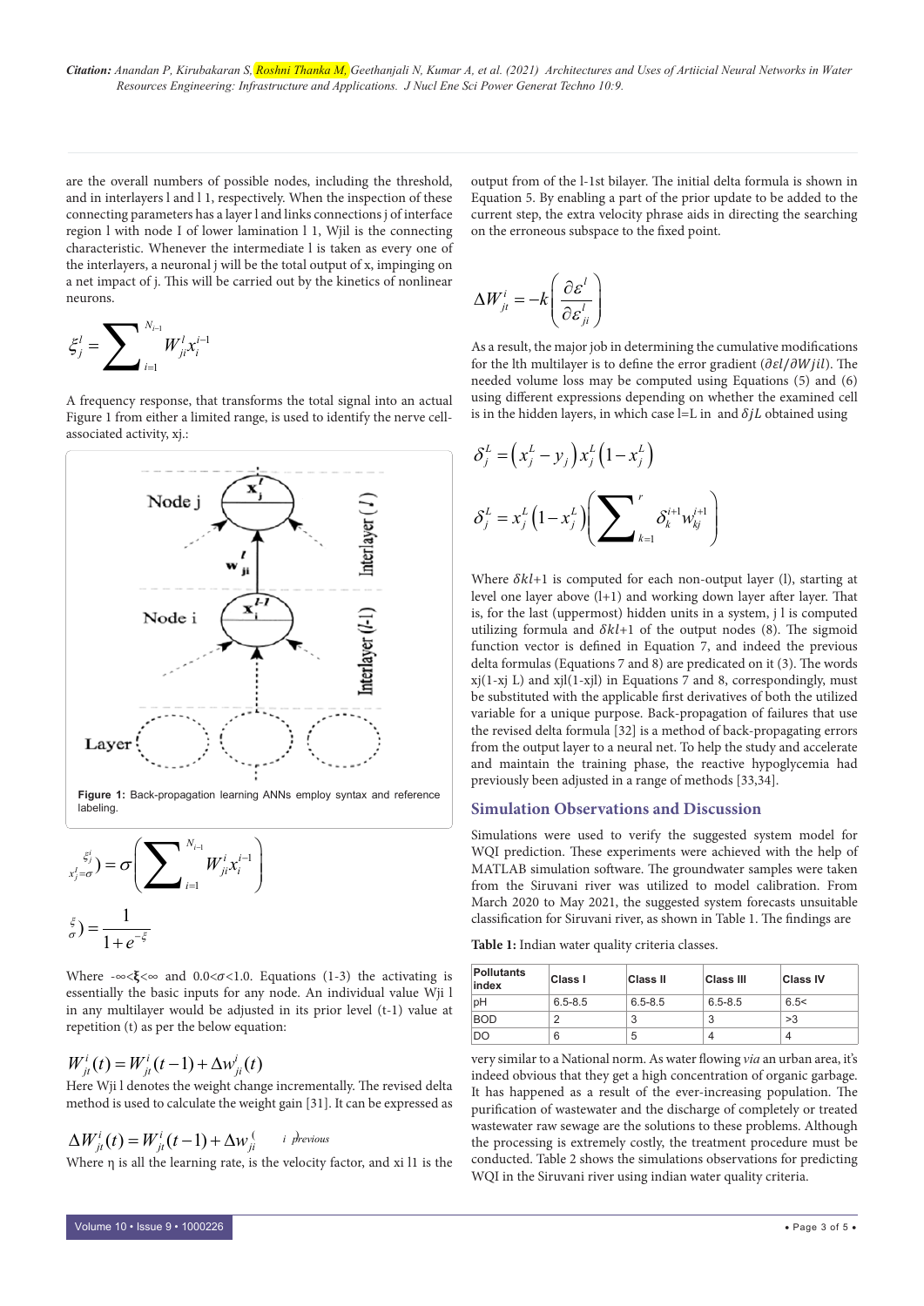are the overall numbers of possible nodes, including the threshold, and in interlayers l and l 1, respectively. When the inspection of these connecting parameters has a layer l and links connections j of interface region l with node I of lower lamination l 1, Wjil is the connecting characteristic. Whenever the intermediate l is taken as every one of the interlayers, a neuronal j will be the total output of x, impinging on a net impact of j. This will be carried out by the kinetics of nonlinear neurons.

$$\xi_j^l = \sum_{i=1}^{N_{i-1}} W_{ji}^l x_i^{i-1}$$

A frequency response, that transforms the total signal into an actual Figure 1 from either a limited range, is used to identify the nerve cell-associated activity, xj.:

Figure 1: Back-propagation learning ANNs employ syntax and reference labeling.

$$x_j^l = \sigma(\xi_j^l) = \sigma\left(\sum_{i=1}^{N_{i-1}} W_{ji}^i x_i^{i-1}\right)$$

$$\sigma(\xi) = \frac{1}{1+e^{-\xi}}$$

Where $-\infty<\boldsymbol{\xi}<\infty$ and $0.0<\sigma<1.0$. Equations (1-3) the activating is essentially the basic inputs for any node. An individual value Wji l in any multilayer would be adjusted in its prior level (t-1) value at repetition (t) as per the below equation:

$$W_{jt}^i(t) = W_{jt}^i(t-1) + \Delta w_{ji}^i(t)$$

Here Wji l denotes the weight change incrementally. The revised delta method is used to calculate the weight gain [31]. It can be expressed as

$$\Delta W_{jt}^i(t) = W_{jt}^i(t-1) + \Delta w_{ji}^{i}(previous)$$

Where η is all the learning rate, is the velocity factor, and xi l1 is the output from of the l-1st bilayer. The initial delta formula is shown in Equation 5. By enabling a part of the prior update to be added to the current step, the extra velocity phrase aids in directing the searching on the erroneous subspace to the fixed point.

$$\Delta W_{jt}^i = -k\left(\frac{\partial \varepsilon^l}{\partial \varepsilon_{ji}^l}\right)$$

As a result, the major job in determining the cumulative modifications for the lth multilayer is to define the error gradient ($\partial \varepsilon l / \partial Wjil$). The needed volume loss may be computed using Equations (5) and (6) using different expressions depending on whether the examined cell is in the hidden layers, in which case l=L in and $\delta jL$ obtained using

$$\delta_j^L = \left(x_j^L - y_j\right) x_j^L\left(1 - x_j^L\right)$$

$$\delta_j^L = x_j^L\left(1 - x_j^L\right)\left(\sum_{k=1}^{r} \delta_k^{i+1} w_{kj}^{i+1}\right)$$

Where $\delta kl$+1 is computed for each non-output layer (l), starting at level one layer above (l+1) and working down layer after layer. That is, for the last (uppermost) hidden units in a system, j l is computed utilizing formula and $\delta kl$+1 of the output nodes (8). The sigmoid function vector is defined in Equation 7, and indeed the previous delta formulas (Equations 7 and 8) are predicated on it (3). The words xj(1-xj L) and xjl(1-xjl) in Equations 7 and 8, correspondingly, must be substituted with the applicable first derivatives of both the utilized variable for a unique purpose. Back-propagation of failures that use the revised delta formula [32] is a method of back-propagating errors from the output layer to a neural net. To help the study and accelerate and maintain the training phase, the reactive hypoglycemia had previously been adjusted in a range of methods [33,34].

## Simulation Observations and Discussion

Simulations were used to verify the suggested system model for WQI prediction. These experiments were achieved with the help of MATLAB simulation software. The groundwater samples were taken from the Siruvani river was utilized to model calibration. From March 2020 to May 2021, the suggested system forecasts unsuitable classification for Siruvani river, as shown in Table 1. The findings are very similar to a National norm. As water flowing *via* an urban area, it's indeed obvious that they get a high concentration of organic garbage. It has happened as a result of the ever-increasing population. The purification of wastewater and the discharge of completely or treated wastewater raw sewage are the solutions to these problems. Although the processing is extremely costly, the treatment procedure must be conducted. Table 2 shows the simulations observations for predicting WQI in the Siruvani river using indian water quality criteria.

**Table 1:** Indian water quality criteria classes.

| Pollutants index | Class I | Class II | Class III | Class IV |
|---|---|---|---|---|
| pH | 6.5-8.5 | 6.5-8.5 | 6.5-8.5 | 6.5< |
| BOD | 2 | 3 | 3 | >3 |
| DO | 6 | 5 | 4 | 4 |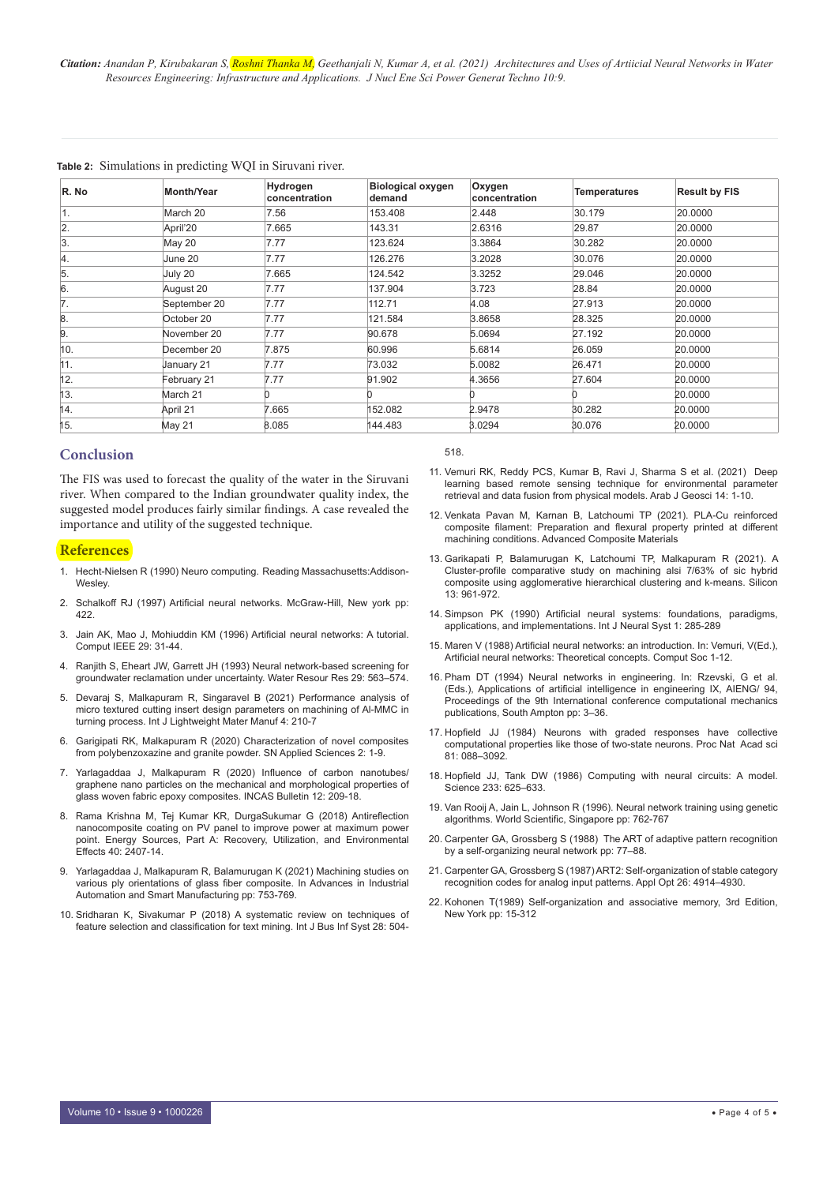**Table 2:** Simulations in predicting WQI in Siruvani river.

| R. No | Month/Year | Hydrogen concentration | Biological oxygen demand | Oxygen concentration | Temperatures | Result by FIS |
|---|---|---|---|---|---|---|
| 1. | March 20 | 7.56 | 153.408 | 2.448 | 30.179 | 20.0000 |
| 2. | April'20 | 7.665 | 143.31 | 2.6316 | 29.87 | 20.0000 |
| 3. | May 20 | 7.77 | 123.624 | 3.3864 | 30.282 | 20.0000 |
| 4. | June 20 | 7.77 | 126.276 | 3.2028 | 30.076 | 20.0000 |
| 5. | July 20 | 7.665 | 124.542 | 3.3252 | 29.046 | 20.0000 |
| 6. | August 20 | 7.77 | 137.904 | 3.723 | 28.84 | 20.0000 |
| 7. | September 20 | 7.77 | 112.71 | 4.08 | 27.913 | 20.0000 |
| 8. | October 20 | 7.77 | 121.584 | 3.8658 | 28.325 | 20.0000 |
| 9. | November 20 | 7.77 | 90.678 | 5.0694 | 27.192 | 20.0000 |
| 10. | December 20 | 7.875 | 60.996 | 5.6814 | 26.059 | 20.0000 |
| 11. | January 21 | 7.77 | 73.032 | 5.0082 | 26.471 | 20.0000 |
| 12. | February 21 | 7.77 | 91.902 | 4.3656 | 27.604 | 20.0000 |
| 13. | March 21 | 0 | 0 | 0 | 0 | 20.0000 |
| 14. | April 21 | 7.665 | 152.082 | 2.9478 | 30.282 | 20.0000 |
| 15. | May 21 | 8.085 | 144.483 | 3.0294 | 30.076 | 20.0000 |

## Conclusion

The FIS was used to forecast the quality of the water in the Siruvani river. When compared to the Indian groundwater quality index, the suggested model produces fairly similar findings. A case revealed the importance and utility of the suggested technique.

## References

1. Hecht-Nielsen R (1990) Neuro computing. Reading Massachusetts:Addison-Wesley.
2. Schalkoff RJ (1997) Artificial neural networks. McGraw-Hill, New york pp: 422.
3. Jain AK, Mao J, Mohiuddin KM (1996) Artificial neural networks: A tutorial. Comput IEEE 29: 31-44.
4. Ranjith S, Eheart JW, Garrett JH (1993) Neural network-based screening for groundwater reclamation under uncertainty. Water Resour Res 29: 563–574.
5. Devaraj S, Malkapuram R, Singaravel B (2021) Performance analysis of micro textured cutting insert design parameters on machining of Al-MMC in turning process. Int J Lightweight Mater Manuf 4: 210-7
6. Garigipati RK, Malkapuram R (2020) Characterization of novel composites from polybenzoxazine and granite powder. SN Applied Sciences 2: 1-9.
7. Yarlagaddaa J, Malkapuram R (2020) Influence of carbon nanotubes/graphene nano particles on the mechanical and morphological properties of glass woven fabric epoxy composites. INCAS Bulletin 12: 209-18.
8. Rama Krishna M, Tej Kumar KR, DurgaSukumar G (2018) Antireflection nanocomposite coating on PV panel to improve power at maximum power point. Energy Sources, Part A: Recovery, Utilization, and Environmental Effects 40: 2407-14.
9. Yarlagaddaa J, Malkapuram R, Balamurugan K (2021) Machining studies on various ply orientations of glass fiber composite. In Advances in Industrial Automation and Smart Manufacturing pp: 753-769.
10. Sridharan K, Sivakumar P (2018) A systematic review on techniques of feature selection and classification for text mining. Int J Bus Inf Syst 28: 504-518.
11. Vemuri RK, Reddy PCS, Kumar B, Ravi J, Sharma S et al. (2021) Deep learning based remote sensing technique for environmental parameter retrieval and data fusion from physical models. Arab J Geosci 14: 1-10.
12. Venkata Pavan M, Karnan B, Latchoumi TP (2021). PLA-Cu reinforced composite filament: Preparation and flexural property printed at different machining conditions. Advanced Composite Materials
13. Garikapati P, Balamurugan K, Latchoumi TP, Malkapuram R (2021). A Cluster-profile comparative study on machining alsi 7/63% of sic hybrid composite using agglomerative hierarchical clustering and k-means. Silicon 13: 961-972.
14. Simpson PK (1990) Artificial neural systems: foundations, paradigms, applications, and implementations. Int J Neural Syst 1: 285-289
15. Maren V (1988) Artificial neural networks: an introduction. In: Vemuri, V(Ed.), Artificial neural networks: Theoretical concepts. Comput Soc 1-12.
16. Pham DT (1994) Neural networks in engineering. In: Rzevski, G et al. (Eds.), Applications of artificial intelligence in engineering IX, AIENG/ 94, Proceedings of the 9th International conference computational mechanics publications, South Ampton pp: 3–36.
17. Hopfield JJ (1984) Neurons with graded responses have collective computational properties like those of two-state neurons. Proc Nat Acad sci 81: 088–3092.
18. Hopfield JJ, Tank DW (1986) Computing with neural circuits: A model. Science 233: 625–633.
19. Van Rooij A, Jain L, Johnson R (1996). Neural network training using genetic algorithms. World Scientific, Singapore pp: 762-767
20. Carpenter GA, Grossberg S (1988) The ART of adaptive pattern recognition by a self-organizing neural network pp: 77–88.
21. Carpenter GA, Grossberg S (1987) ART2: Self-organization of stable category recognition codes for analog input patterns. Appl Opt 26: 4914–4930.
22. Kohonen T(1989) Self-organization and associative memory, 3rd Edition, New York pp: 15-312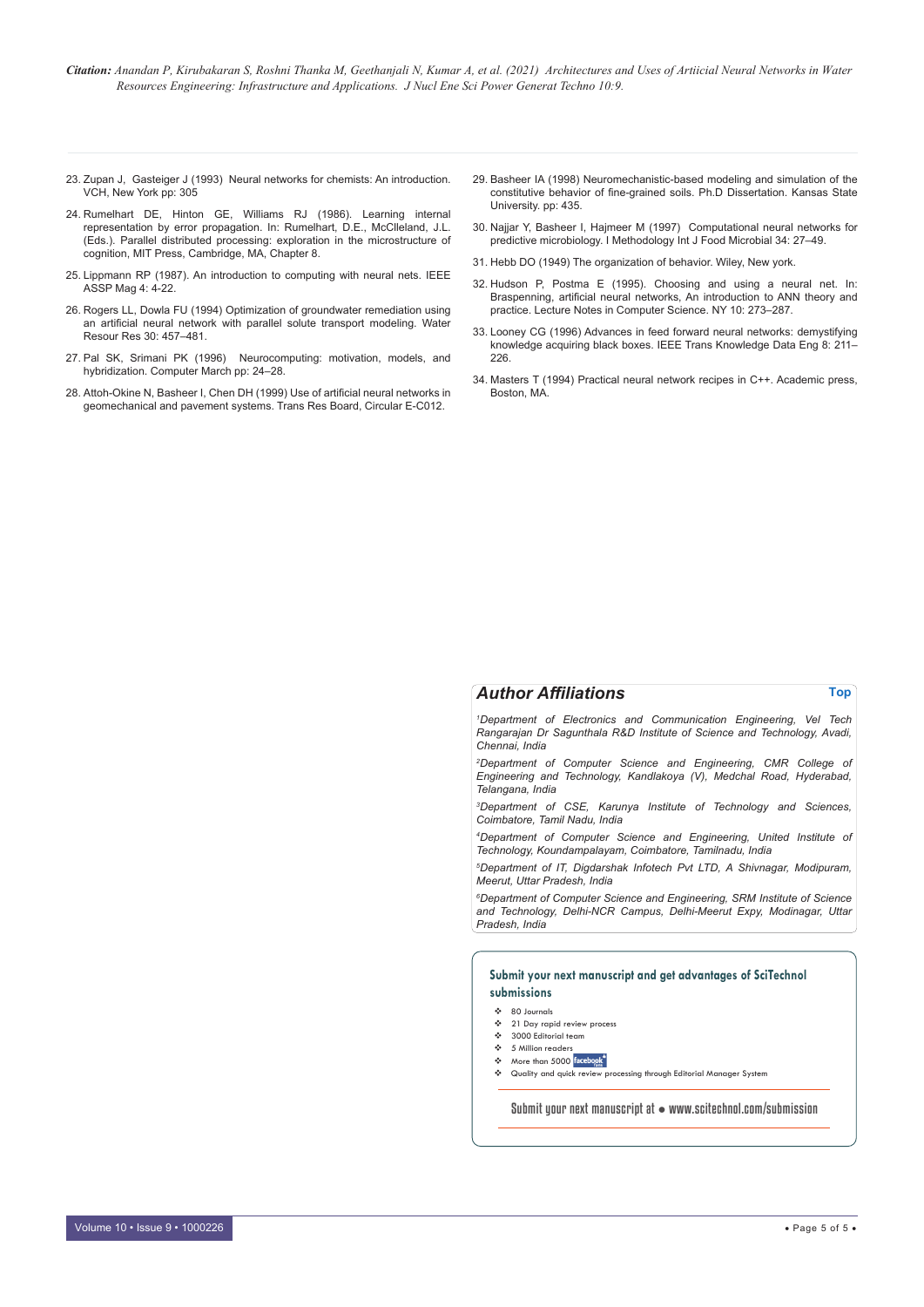23. Zupan J, Gasteiger J (1993) Neural networks for chemists: An introduction. VCH, New York pp: 305

24. Rumelhart DE, Hinton GE, Williams RJ (1986). Learning internal representation by error propagation. In: Rumelhart, D.E., McClleland, J.L. (Eds.). Parallel distributed processing: exploration in the microstructure of cognition, MIT Press, Cambridge, MA, Chapter 8.

25. Lippmann RP (1987). An introduction to computing with neural nets. IEEE ASSP Mag 4: 4-22.

26. Rogers LL, Dowla FU (1994) Optimization of groundwater remediation using an artificial neural network with parallel solute transport modeling. Water Resour Res 30: 457–481.

27. Pal SK, Srimani PK (1996) Neurocomputing: motivation, models, and hybridization. Computer March pp: 24–28.

28. Attoh-Okine N, Basheer I, Chen DH (1999) Use of artificial neural networks in geomechanical and pavement systems. Trans Res Board, Circular E-C012.

29. Basheer IA (1998) Neuromechanistic-based modeling and simulation of the constitutive behavior of fine-grained soils. Ph.D Dissertation. Kansas State University. pp: 435.

30. Najjar Y, Basheer I, Hajmeer M (1997) Computational neural networks for predictive microbiology. I Methodology Int J Food Microbial 34: 27–49.

31. Hebb DO (1949) The organization of behavior. Wiley, New york.

32. Hudson P, Postma E (1995). Choosing and using a neural net. In: Braspenning, artificial neural networks, An introduction to ANN theory and practice. Lecture Notes in Computer Science. NY 10: 273–287.

33. Looney CG (1996) Advances in feed forward neural networks: demystifying knowledge acquiring black boxes. IEEE Trans Knowledge Data Eng 8: 211–226.

34. Masters T (1994) Practical neural network recipes in C++. Academic press, Boston, MA.

## Author Affiliations

Top

*[1]Department of Electronics and Communication Engineering, Vel Tech Rangarajan Dr Sagunthala R&D Institute of Science and Technology, Avadi, Chennai, India*

*[2]Department of Computer Science and Engineering, CMR College of Engineering and Technology, Kandlakoya (V), Medchal Road, Hyderabad, Telangana, India*

*[3]Department of CSE, Karunya Institute of Technology and Sciences, Coimbatore, Tamil Nadu, India*

*[4]Department of Computer Science and Engineering, United Institute of Technology, Koundampalayam, Coimbatore, Tamilnadu, India*

*[5]Department of IT, Digdarshak Infotech Pvt LTD, A Shivnagar, Modipuram, Meerut, Uttar Pradesh, India*

*[6]Department of Computer Science and Engineering, SRM Institute of Science and Technology, Delhi-NCR Campus, Delhi-Meerut Expy, Modinagar, Uttar Pradesh, India*

**Submit your next manuscript and get advantages of SciTechnol submissions**

- 80 Journals
- 21 Day rapid review process
- 3000 Editorial team
- 5 Million readers
- More than 5000 facebook
- Quality and quick review processing through Editorial Manager System

Submit your next manuscript at ● www.scitechnol.com/submission